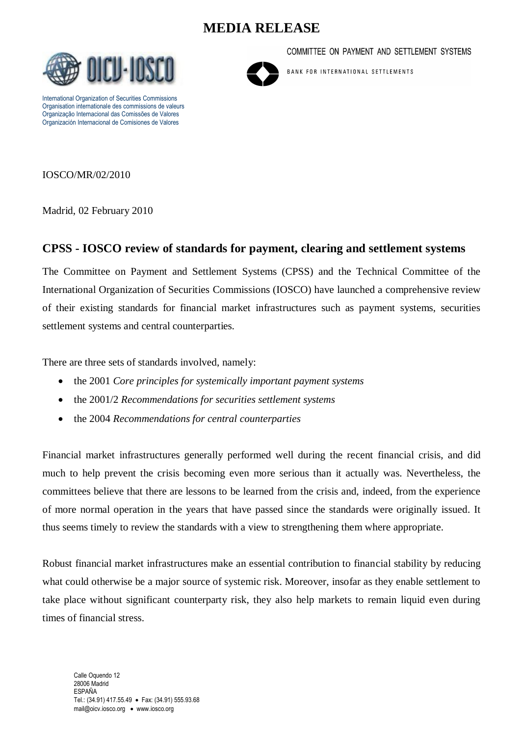# MEDIA RELEASE

International Organization of Securities Commissions
Organisation internationale des commissions de valeurs
Organização Internacional das Comissões de Valores
Organización Internacional de Comisiones de Valores

COMMITTEE ON PAYMENT AND SETTLEMENT SYSTEMS

BANK FOR INTERNATIONAL SETTLEMENTS

IOSCO/MR/02/2010

Madrid, 02 February 2010

## CPSS - IOSCO review of standards for payment, clearing and settlement systems

The Committee on Payment and Settlement Systems (CPSS) and the Technical Committee of the International Organization of Securities Commissions (IOSCO) have launched a comprehensive review of their existing standards for financial market infrastructures such as payment systems, securities settlement systems and central counterparties.

There are three sets of standards involved, namely:

- the 2001 *Core principles for systemically important payment systems*
- the 2001/2 *Recommendations for securities settlement systems*
- the 2004 *Recommendations for central counterparties*

Financial market infrastructures generally performed well during the recent financial crisis, and did much to help prevent the crisis becoming even more serious than it actually was. Nevertheless, the committees believe that there are lessons to be learned from the crisis and, indeed, from the experience of more normal operation in the years that have passed since the standards were originally issued. It thus seems timely to review the standards with a view to strengthening them where appropriate.

Robust financial market infrastructures make an essential contribution to financial stability by reducing what could otherwise be a major source of systemic risk. Moreover, insofar as they enable settlement to take place without significant counterparty risk, they also help markets to remain liquid even during times of financial stress.

Calle Oquendo 12
28006 Madrid
ESPAÑA
Tel.: (34.91) 417.55.49 • Fax: (34.91) 555.93.68
mail@oicv.iosco.org • www.iosco.org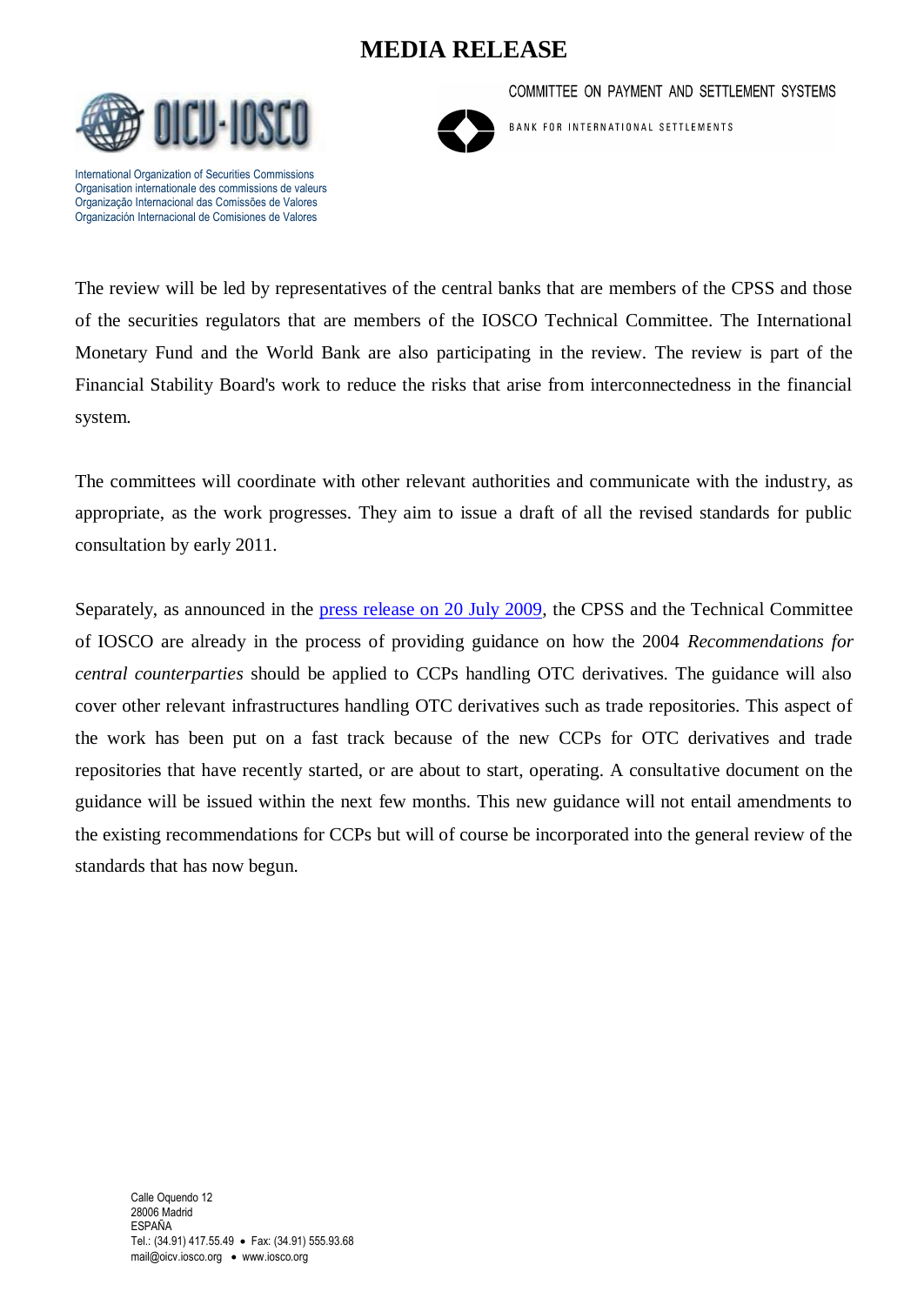The review will be led by representatives of the central banks that are members of the CPSS and those of the securities regulators that are members of the IOSCO Technical Committee. The International Monetary Fund and the World Bank are also participating in the review. The review is part of the Financial Stability Board's work to reduce the risks that arise from interconnectedness in the financial system.

The committees will coordinate with other relevant authorities and communicate with the industry, as appropriate, as the work progresses. They aim to issue a draft of all the revised standards for public consultation by early 2011.

Separately, as announced in the press release on 20 July 2009, the CPSS and the Technical Committee of IOSCO are already in the process of providing guidance on how the 2004 *Recommendations for central counterparties* should be applied to CCPs handling OTC derivatives. The guidance will also cover other relevant infrastructures handling OTC derivatives such as trade repositories. This aspect of the work has been put on a fast track because of the new CCPs for OTC derivatives and trade repositories that have recently started, or are about to start, operating. A consultative document on the guidance will be issued within the next few months. This new guidance will not entail amendments to the existing recommendations for CCPs but will of course be incorporated into the general review of the standards that has now begun.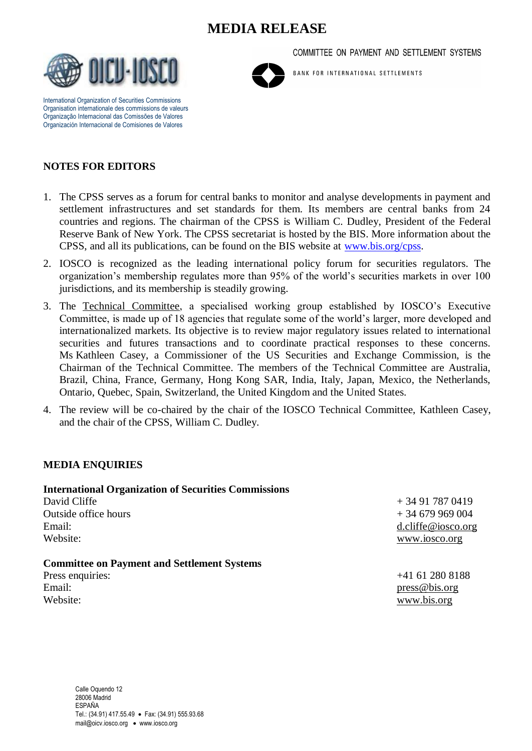# MEDIA RELEASE

International Organization of Securities Commissions
Organisation internationale des commissions de valeurs
Organização Internacional das Comissões de Valores
Organización Internacional de Comisiones de Valores

COMMITTEE ON PAYMENT AND SETTLEMENT SYSTEMS

BANK FOR INTERNATIONAL SETTLEMENTS

## NOTES FOR EDITORS

1. The CPSS serves as a forum for central banks to monitor and analyse developments in payment and settlement infrastructures and set standards for them. Its members are central banks from 24 countries and regions. The chairman of the CPSS is William C. Dudley, President of the Federal Reserve Bank of New York. The CPSS secretariat is hosted by the BIS. More information about the CPSS, and all its publications, can be found on the BIS website at www.bis.org/cpss.
2. IOSCO is recognized as the leading international policy forum for securities regulators. The organization's membership regulates more than 95% of the world's securities markets in over 100 jurisdictions, and its membership is steadily growing.
3. The Technical Committee, a specialised working group established by IOSCO's Executive Committee, is made up of 18 agencies that regulate some of the world's larger, more developed and internationalized markets. Its objective is to review major regulatory issues related to international securities and futures transactions and to coordinate practical responses to these concerns. Ms Kathleen Casey, a Commissioner of the US Securities and Exchange Commission, is the Chairman of the Technical Committee. The members of the Technical Committee are Australia, Brazil, China, France, Germany, Hong Kong SAR, India, Italy, Japan, Mexico, the Netherlands, Ontario, Quebec, Spain, Switzerland, the United Kingdom and the United States.
4. The review will be co-chaired by the chair of the IOSCO Technical Committee, Kathleen Casey, and the chair of the CPSS, William C. Dudley.

## MEDIA ENQUIRIES

**International Organization of Securities Commissions**

| | |
|---|---|
| David Cliffe | + 34 91 787 0419 |
| Outside office hours | + 34 679 969 004 |
| Email: | d.cliffe@iosco.org |
| Website: | www.iosco.org |

**Committee on Payment and Settlement Systems**

| | |
|---|---|
| Press enquiries: | +41 61 280 8188 |
| Email: | press@bis.org |
| Website: | www.bis.org |

Calle Oquendo 12
28006 Madrid
ESPAÑA
Tel.: (34.91) 417.55.49 • Fax: (34.91) 555.93.68
mail@oicv.iosco.org • www.iosco.org